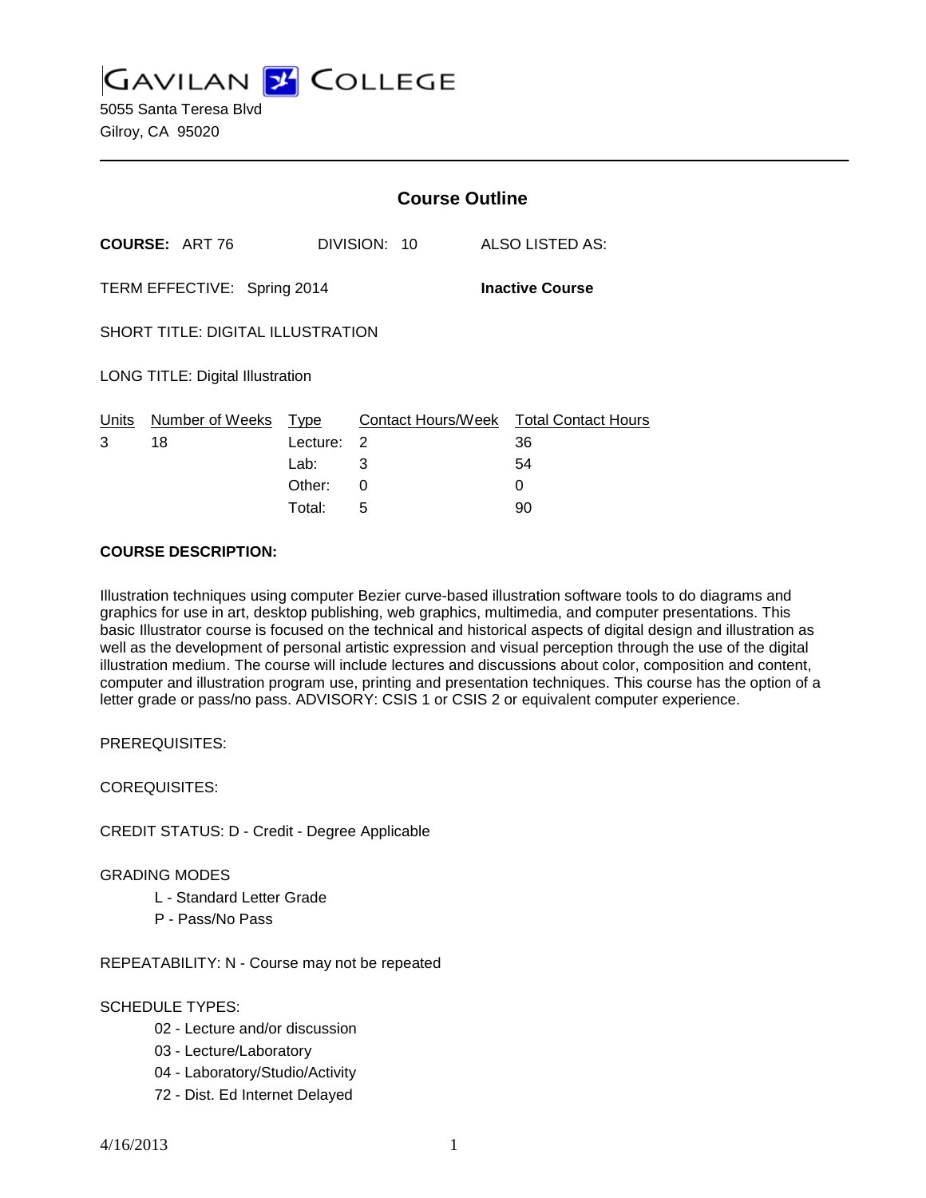# GAVILAN COLLEGE

5055 Santa Teresa Blvd
Gilroy, CA 95020

---

## Course Outline

**COURSE:** ART 76 DIVISION: 10 ALSO LISTED AS:

TERM EFFECTIVE: Spring 2014 **Inactive Course**

SHORT TITLE: DIGITAL ILLUSTRATION

LONG TITLE: Digital Illustration

| Units | Number of Weeks | Type | Contact Hours/Week | Total Contact Hours |
|---|---|---|---|---|
| 3 | 18 | Lecture: | 2 | 36 |
| | | Lab: | 3 | 54 |
| | | Other: | 0 | 0 |
| | | Total: | 5 | 90 |

**COURSE DESCRIPTION:**

Illustration techniques using computer Bezier curve-based illustration software tools to do diagrams and graphics for use in art, desktop publishing, web graphics, multimedia, and computer presentations. This basic Illustrator course is focused on the technical and historical aspects of digital design and illustration as well as the development of personal artistic expression and visual perception through the use of the digital illustration medium. The course will include lectures and discussions about color, composition and content, computer and illustration program use, printing and presentation techniques. This course has the option of a letter grade or pass/no pass. ADVISORY: CSIS 1 or CSIS 2 or equivalent computer experience.

PREREQUISITES:

COREQUISITES:

CREDIT STATUS: D - Credit - Degree Applicable

GRADING MODES

- L - Standard Letter Grade
- P - Pass/No Pass

REPEATABILITY: N - Course may not be repeated

SCHEDULE TYPES:

- 02 - Lecture and/or discussion
- 03 - Lecture/Laboratory
- 04 - Laboratory/Studio/Activity
- 72 - Dist. Ed Internet Delayed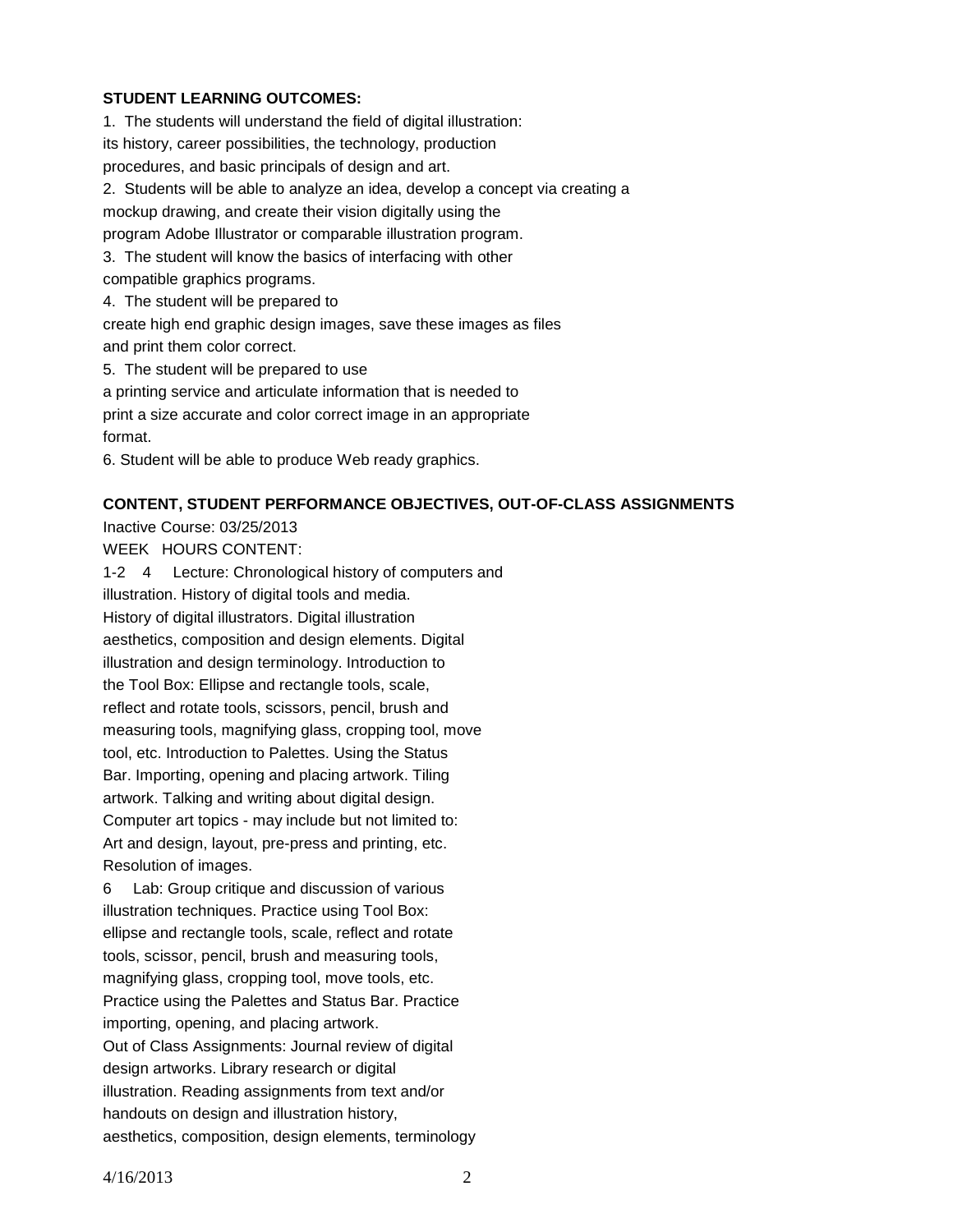**STUDENT LEARNING OUTCOMES:**

1. The students will understand the field of digital illustration: its history, career possibilities, the technology, production procedures, and basic principals of design and art.
2. Students will be able to analyze an idea, develop a concept via creating a mockup drawing, and create their vision digitally using the program Adobe Illustrator or comparable illustration program.
3. The student will know the basics of interfacing with other compatible graphics programs.
4. The student will be prepared to create high end graphic design images, save these images as files and print them color correct.
5. The student will be prepared to use a printing service and articulate information that is needed to print a size accurate and color correct image in an appropriate format.
6. Student will be able to produce Web ready graphics.

**CONTENT, STUDENT PERFORMANCE OBJECTIVES, OUT-OF-CLASS ASSIGNMENTS**

Inactive Course: 03/25/2013

WEEK HOURS CONTENT:

1-2 4 Lecture: Chronological history of computers and illustration. History of digital tools and media. History of digital illustrators. Digital illustration aesthetics, composition and design elements. Digital illustration and design terminology. Introduction to the Tool Box: Ellipse and rectangle tools, scale, reflect and rotate tools, scissors, pencil, brush and measuring tools, magnifying glass, cropping tool, move tool, etc. Introduction to Palettes. Using the Status Bar. Importing, opening and placing artwork. Tiling artwork. Talking and writing about digital design. Computer art topics - may include but not limited to: Art and design, layout, pre-press and printing, etc. Resolution of images.

6 Lab: Group critique and discussion of various illustration techniques. Practice using Tool Box: ellipse and rectangle tools, scale, reflect and rotate tools, scissor, pencil, brush and measuring tools, magnifying glass, cropping tool, move tools, etc. Practice using the Palettes and Status Bar. Practice importing, opening, and placing artwork.

Out of Class Assignments: Journal review of digital design artworks. Library research or digital illustration. Reading assignments from text and/or handouts on design and illustration history, aesthetics, composition, design elements, terminology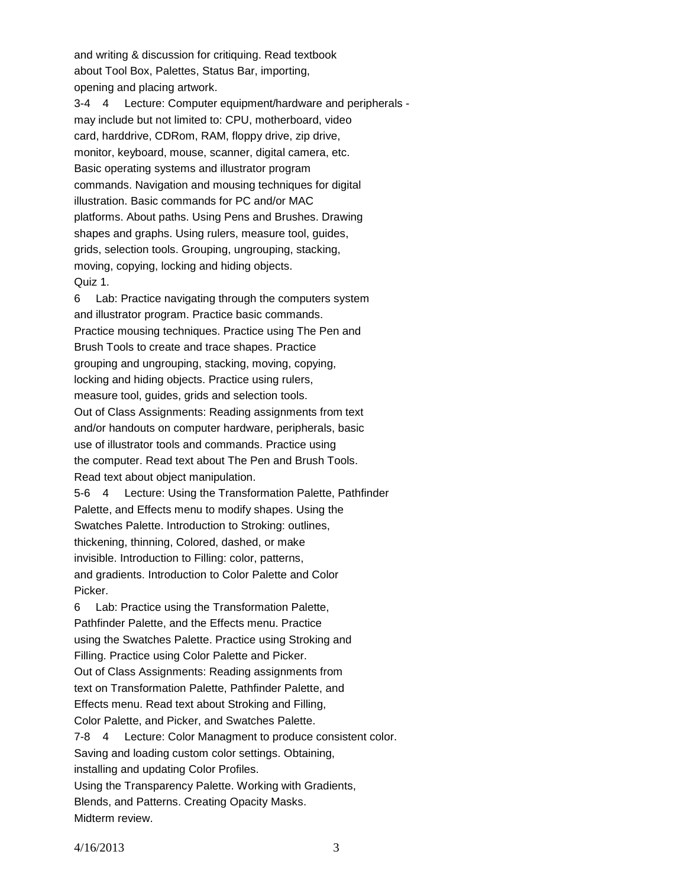and writing & discussion for critiquing. Read textbook about Tool Box, Palettes, Status Bar, importing, opening and placing artwork.

3-4 4 Lecture: Computer equipment/hardware and peripherals - may include but not limited to: CPU, motherboard, video card, harddrive, CDRom, RAM, floppy drive, zip drive, monitor, keyboard, mouse, scanner, digital camera, etc. Basic operating systems and illustrator program commands. Navigation and mousing techniques for digital illustration. Basic commands for PC and/or MAC platforms. About paths. Using Pens and Brushes. Drawing shapes and graphs. Using rulers, measure tool, guides, grids, selection tools. Grouping, ungrouping, stacking, moving, copying, locking and hiding objects.
Quiz 1.

6 Lab: Practice navigating through the computers system and illustrator program. Practice basic commands. Practice mousing techniques. Practice using The Pen and Brush Tools to create and trace shapes. Practice grouping and ungrouping, stacking, moving, copying, locking and hiding objects. Practice using rulers, measure tool, guides, grids and selection tools.
Out of Class Assignments: Reading assignments from text and/or handouts on computer hardware, peripherals, basic use of illustrator tools and commands. Practice using the computer. Read text about The Pen and Brush Tools. Read text about object manipulation.

5-6 4 Lecture: Using the Transformation Palette, Pathfinder Palette, and Effects menu to modify shapes. Using the Swatches Palette. Introduction to Stroking: outlines, thickening, thinning, Colored, dashed, or make invisible. Introduction to Filling: color, patterns, and gradients. Introduction to Color Palette and Color Picker.

6 Lab: Practice using the Transformation Palette, Pathfinder Palette, and the Effects menu. Practice using the Swatches Palette. Practice using Stroking and Filling. Practice using Color Palette and Picker.
Out of Class Assignments: Reading assignments from text on Transformation Palette, Pathfinder Palette, and Effects menu. Read text about Stroking and Filling, Color Palette, and Picker, and Swatches Palette.

7-8 4 Lecture: Color Managment to produce consistent color. Saving and loading custom color settings. Obtaining, installing and updating Color Profiles.
Using the Transparency Palette. Working with Gradients, Blends, and Patterns. Creating Opacity Masks.
Midterm review.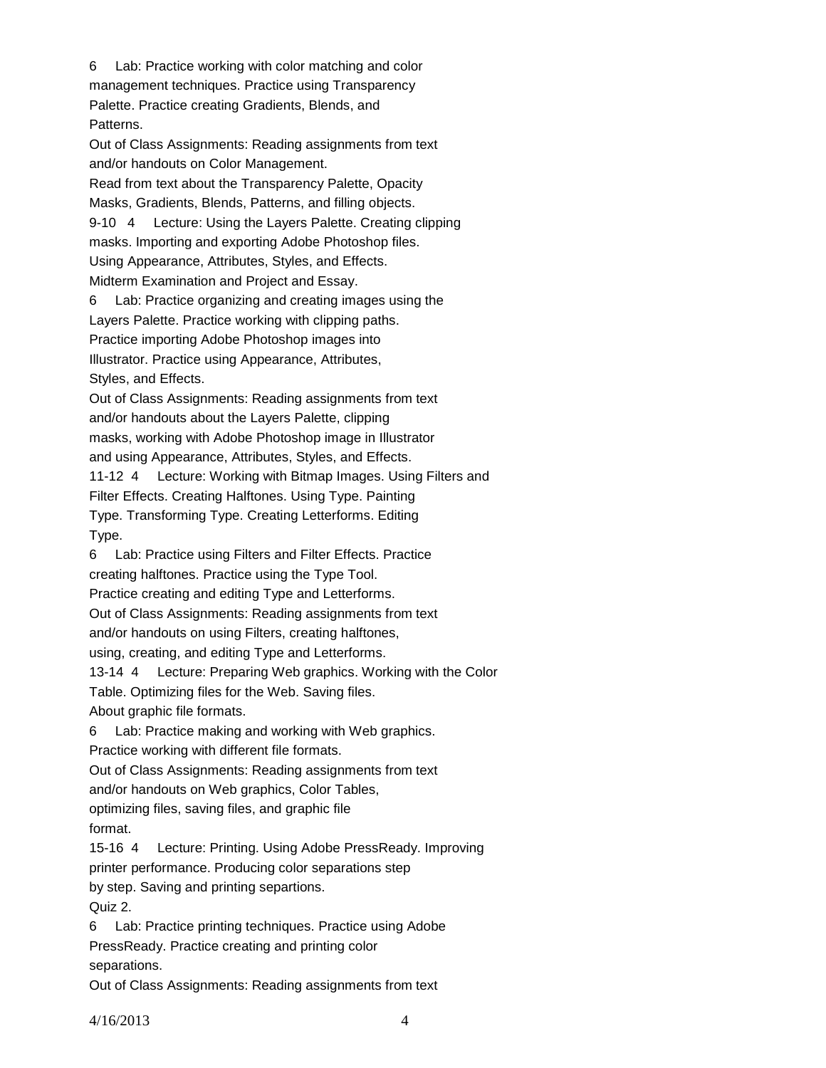6 Lab: Practice working with color matching and color management techniques. Practice using Transparency Palette. Practice creating Gradients, Blends, and Patterns.

Out of Class Assignments: Reading assignments from text and/or handouts on Color Management.

Read from text about the Transparency Palette, Opacity Masks, Gradients, Blends, Patterns, and filling objects.

9-10 4 Lecture: Using the Layers Palette. Creating clipping masks. Importing and exporting Adobe Photoshop files. Using Appearance, Attributes, Styles, and Effects.

Midterm Examination and Project and Essay.

6 Lab: Practice organizing and creating images using the Layers Palette. Practice working with clipping paths. Practice importing Adobe Photoshop images into Illustrator. Practice using Appearance, Attributes, Styles, and Effects.

Out of Class Assignments: Reading assignments from text and/or handouts about the Layers Palette, clipping masks, working with Adobe Photoshop image in Illustrator and using Appearance, Attributes, Styles, and Effects.

11-12 4 Lecture: Working with Bitmap Images. Using Filters and Filter Effects. Creating Halftones. Using Type. Painting Type. Transforming Type. Creating Letterforms. Editing Type.

6 Lab: Practice using Filters and Filter Effects. Practice creating halftones. Practice using the Type Tool. Practice creating and editing Type and Letterforms.

Out of Class Assignments: Reading assignments from text and/or handouts on using Filters, creating halftones, using, creating, and editing Type and Letterforms.

13-14 4 Lecture: Preparing Web graphics. Working with the Color Table. Optimizing files for the Web. Saving files. About graphic file formats.

6 Lab: Practice making and working with Web graphics. Practice working with different file formats.

Out of Class Assignments: Reading assignments from text and/or handouts on Web graphics, Color Tables, optimizing files, saving files, and graphic file format.

15-16 4 Lecture: Printing. Using Adobe PressReady. Improving printer performance. Producing color separations step by step. Saving and printing separtions.

Quiz 2.

6 Lab: Practice printing techniques. Practice using Adobe PressReady. Practice creating and printing color separations.

Out of Class Assignments: Reading assignments from text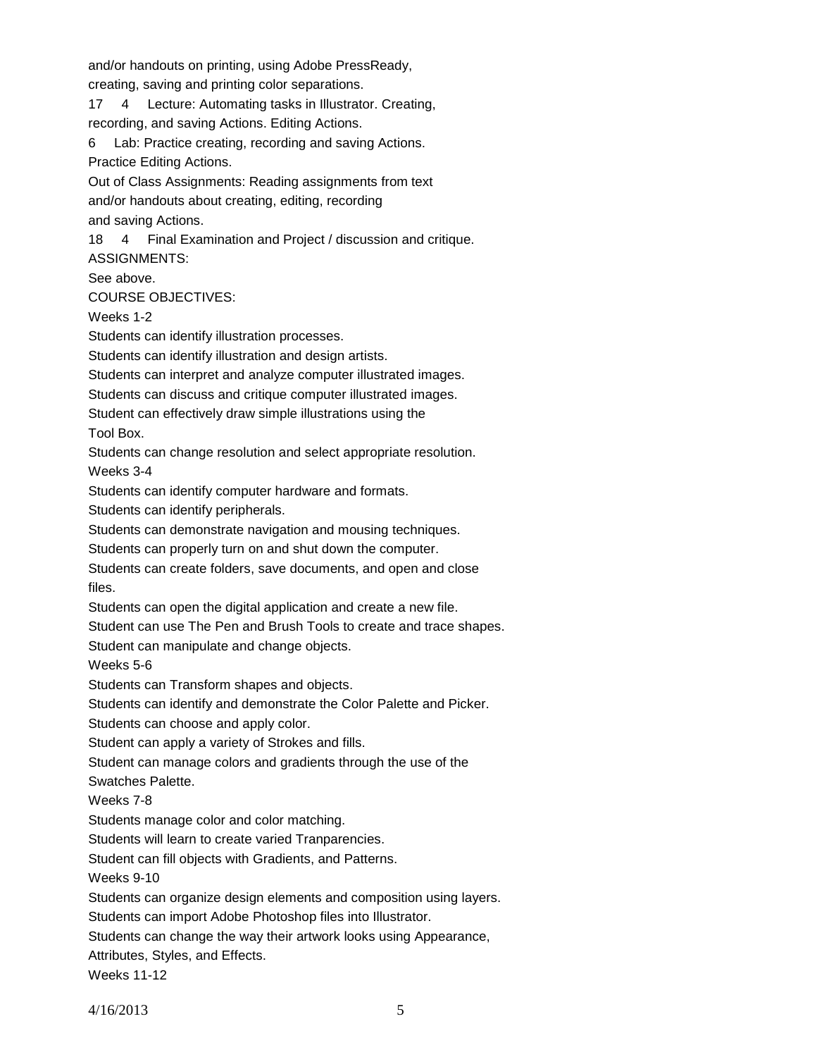and/or handouts on printing, using Adobe PressReady,
creating, saving and printing color separations.

17 4 Lecture: Automating tasks in Illustrator. Creating,
recording, and saving Actions. Editing Actions.

6 Lab: Practice creating, recording and saving Actions.
Practice Editing Actions.

Out of Class Assignments: Reading assignments from text
and/or handouts about creating, editing, recording
and saving Actions.

18 4 Final Examination and Project / discussion and critique.

ASSIGNMENTS:

See above.

COURSE OBJECTIVES:

Weeks 1-2

Students can identify illustration processes.

Students can identify illustration and design artists.

Students can interpret and analyze computer illustrated images.

Students can discuss and critique computer illustrated images.

Student can effectively draw simple illustrations using the
Tool Box.

Students can change resolution and select appropriate resolution.

Weeks 3-4

Students can identify computer hardware and formats.

Students can identify peripherals.

Students can demonstrate navigation and mousing techniques.

Students can properly turn on and shut down the computer.

Students can create folders, save documents, and open and close
files.

Students can open the digital application and create a new file.

Student can use The Pen and Brush Tools to create and trace shapes.

Student can manipulate and change objects.

Weeks 5-6

Students can Transform shapes and objects.

Students can identify and demonstrate the Color Palette and Picker.

Students can choose and apply color.

Student can apply a variety of Strokes and fills.

Student can manage colors and gradients through the use of the
Swatches Palette.

Weeks 7-8

Students manage color and color matching.

Students will learn to create varied Tranparencies.

Student can fill objects with Gradients, and Patterns.

Weeks 9-10

Students can organize design elements and composition using layers.

Students can import Adobe Photoshop files into Illustrator.

Students can change the way their artwork looks using Appearance,
Attributes, Styles, and Effects.

Weeks 11-12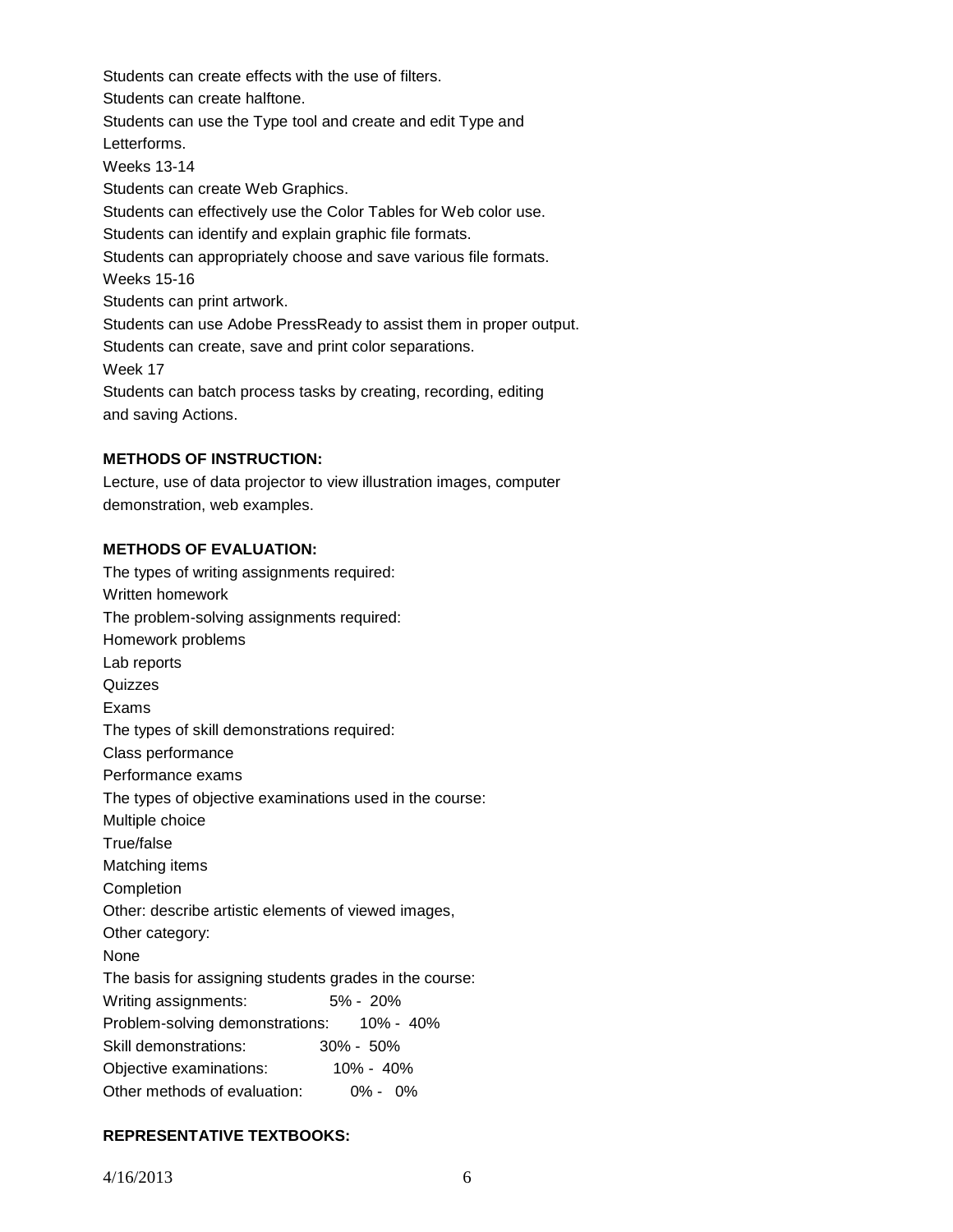Students can create effects with the use of filters.
Students can create halftone.
Students can use the Type tool and create and edit Type and Letterforms.

Weeks 13-14

Students can create Web Graphics.
Students can effectively use the Color Tables for Web color use.
Students can identify and explain graphic file formats.
Students can appropriately choose and save various file formats.

Weeks 15-16

Students can print artwork.
Students can use Adobe PressReady to assist them in proper output.
Students can create, save and print color separations.

Week 17

Students can batch process tasks by creating, recording, editing and saving Actions.

**METHODS OF INSTRUCTION:**

Lecture, use of data projector to view illustration images, computer demonstration, web examples.

**METHODS OF EVALUATION:**

The types of writing assignments required:
Written homework
The problem-solving assignments required:
Homework problems
Lab reports
Quizzes
Exams
The types of skill demonstrations required:
Class performance
Performance exams
The types of objective examinations used in the course:
Multiple choice
True/false
Matching items
Completion
Other: describe artistic elements of viewed images,
Other category:
None
The basis for assigning students grades in the course:
Writing assignments: 5% - 20%
Problem-solving demonstrations: 10% - 40%
Skill demonstrations: 30% - 50%
Objective examinations: 10% - 40%
Other methods of evaluation: 0% - 0%

**REPRESENTATIVE TEXTBOOKS:**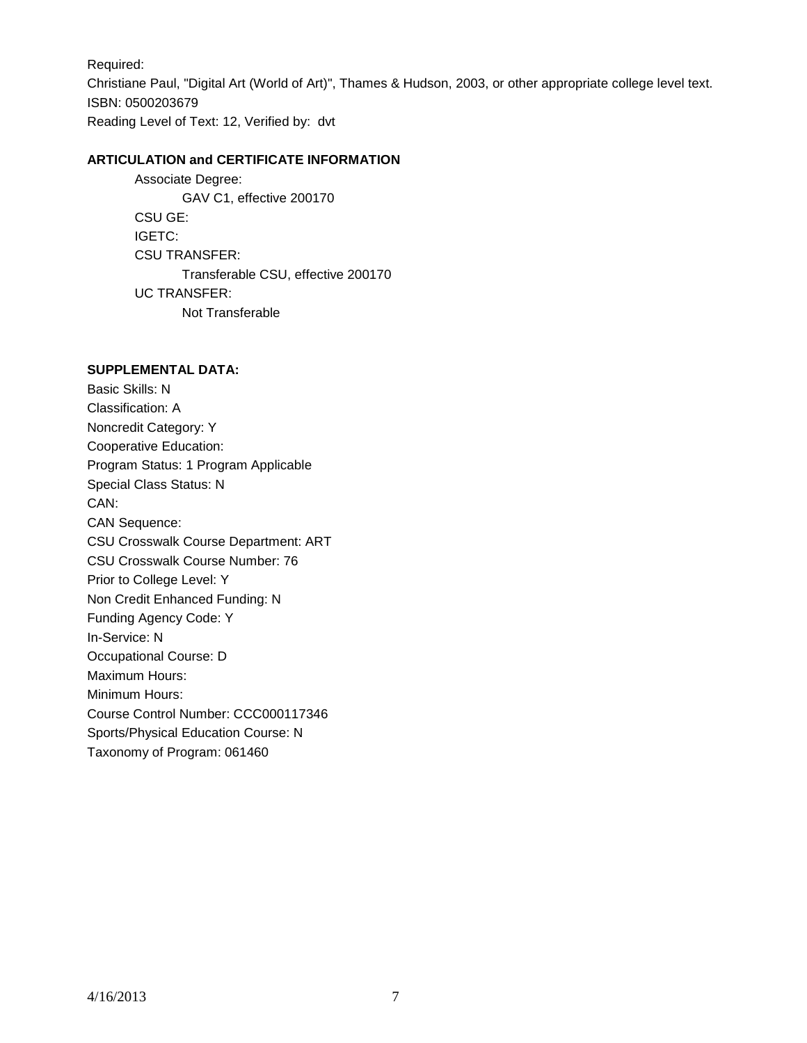Required:

Christiane Paul, "Digital Art (World of Art)", Thames & Hudson, 2003, or other appropriate college level text.

ISBN: 0500203679

Reading Level of Text: 12, Verified by: dvt

**ARTICULATION and CERTIFICATE INFORMATION**

Associate Degree:
- GAV C1, effective 200170

CSU GE:

IGETC:

CSU TRANSFER:
- Transferable CSU, effective 200170

UC TRANSFER:
- Not Transferable

**SUPPLEMENTAL DATA:**

Basic Skills: N
Classification: A
Noncredit Category: Y
Cooperative Education:
Program Status: 1 Program Applicable
Special Class Status: N
CAN:
CAN Sequence:
CSU Crosswalk Course Department: ART
CSU Crosswalk Course Number: 76
Prior to College Level: Y
Non Credit Enhanced Funding: N
Funding Agency Code: Y
In-Service: N
Occupational Course: D
Maximum Hours:
Minimum Hours:
Course Control Number: CCC000117346
Sports/Physical Education Course: N
Taxonomy of Program: 061460